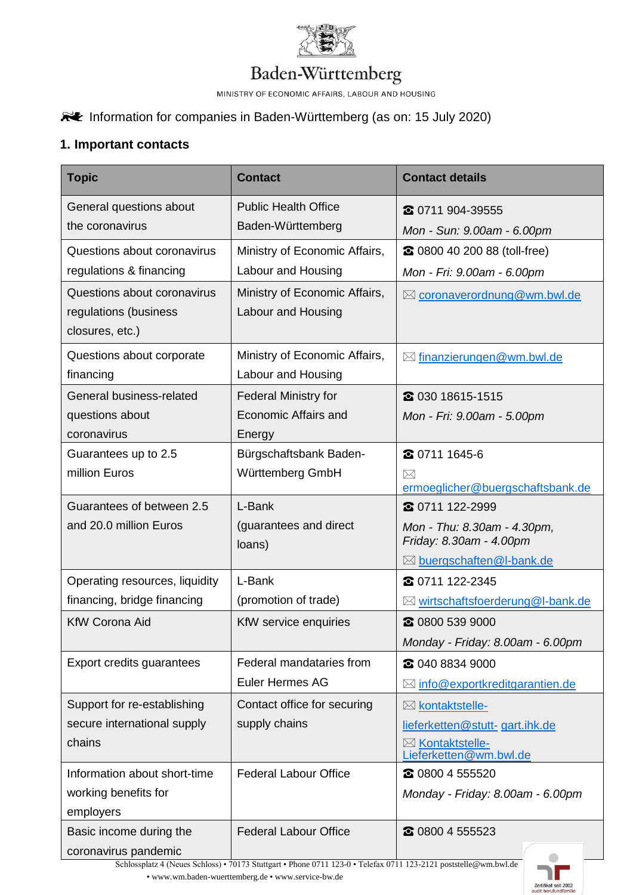Baden-Württemberg

MINISTRY OF ECONOMIC AFFAIRS, LABOUR AND HOUSING

Information for companies in Baden-Württemberg (as on: 15 July 2020)

## 1. Important contacts

| Topic | Contact | Contact details |
|---|---|---|
| General questions about the coronavirus | Public Health Office Baden-Württemberg | ☎ 0711 904-39555 *Mon - Sun: 9.00am - 6.00pm* |
| Questions about coronavirus regulations & financing | Ministry of Economic Affairs, Labour and Housing | ☎ 0800 40 200 88 (toll-free) *Mon - Fri: 9.00am - 6.00pm* |
| Questions about coronavirus regulations (business closures, etc.) | Ministry of Economic Affairs, Labour and Housing | ✉ coronaverordnung@wm.bwl.de |
| Questions about corporate financing | Ministry of Economic Affairs, Labour and Housing | ✉ finanzierungen@wm.bwl.de |
| General business-related questions about coronavirus | Federal Ministry for Economic Affairs and Energy | ☎ 030 18615-1515 *Mon - Fri: 9.00am - 5.00pm* |
| Guarantees up to 2.5 million Euros | Bürgschaftsbank Baden-Württemberg GmbH | ☎ 0711 1645-6 ✉ ermoeglicher@buergschaftsbank.de |
| Guarantees of between 2.5 and 20.0 million Euros | L-Bank (guarantees and direct loans) | ☎ 0711 122-2999 *Mon - Thu: 8.30am - 4.30pm, Friday: 8.30am - 4.00pm* ✉ buergschaften@l-bank.de |
| Operating resources, liquidity financing, bridge financing | L-Bank (promotion of trade) | ☎ 0711 122-2345 ✉ wirtschaftsfoerderung@l-bank.de |
| KfW Corona Aid | KfW service enquiries | ☎ 0800 539 9000 *Monday - Friday: 8.00am - 6.00pm* |
| Export credits guarantees | Federal mandataries from Euler Hermes AG | ☎ 040 8834 9000 ✉ info@exportkreditgarantien.de |
| Support for re-establishing secure international supply chains | Contact office for securing supply chains | ✉ kontaktstelle-lieferketten@stutt-gart.ihk.de ✉ Kontaktstelle-Lieferketten@wm.bwl.de |
| Information about short-time working benefits for employers | Federal Labour Office | ☎ 0800 4 555520 *Monday - Friday: 8.00am - 6.00pm* |
| Basic income during the coronavirus pandemic | Federal Labour Office | ☎ 0800 4 555523 |

Schlossplatz 4 (Neues Schloss) • 70173 Stuttgart • Phone 0711 123-0 • Telefax 0711 123-2121 poststelle@wm.bwl.de • www.wm.baden-wuerttemberg.de • www.service-bw.de

Zertifikat seit 2002 audit berufundfamilie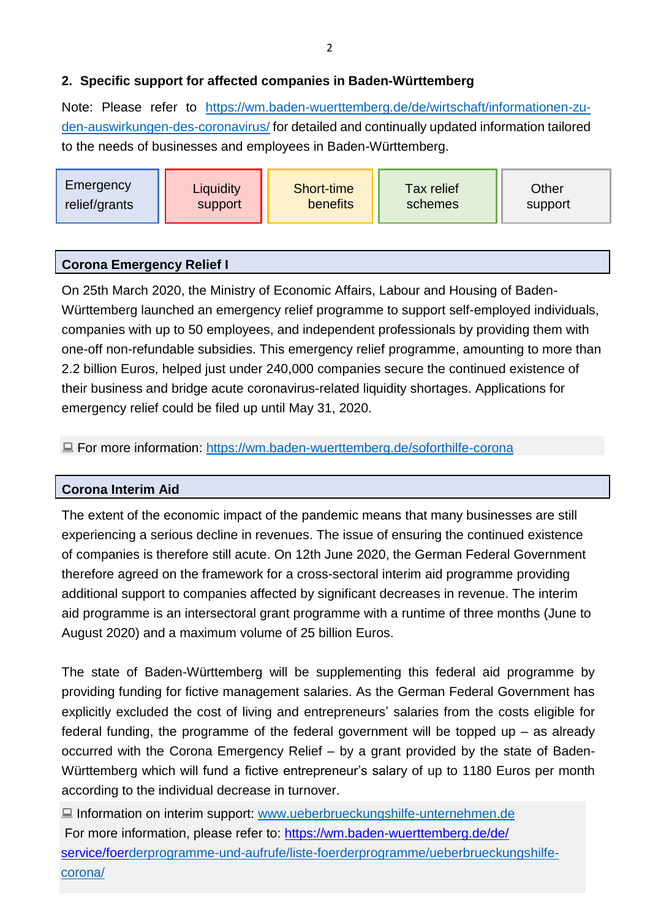## 2. Specific support for affected companies in Baden-Württemberg

Note: Please refer to [https://wm.baden-wuerttemberg.de/de/wirtschaft/informationen-zu-den-auswirkungen-des-coronavirus/](https://wm.baden-wuerttemberg.de/de/wirtschaft/informationen-zu-den-auswirkungen-des-coronavirus/) for detailed and continually updated information tailored to the needs of businesses and employees in Baden-Württemberg.

| Emergency relief/grants | Liquidity support | Short-time benefits | Tax relief schemes | Other support |
|---|---|---|---|---|

### Corona Emergency Relief I

On 25th March 2020, the Ministry of Economic Affairs, Labour and Housing of Baden-Württemberg launched an emergency relief programme to support self-employed individuals, companies with up to 50 employees, and independent professionals by providing them with one-off non-refundable subsidies. This emergency relief programme, amounting to more than 2.2 billion Euros, helped just under 240,000 companies secure the continued existence of their business and bridge acute coronavirus-related liquidity shortages. Applications for emergency relief could be filed up until May 31, 2020.

💻 For more information: [https://wm.baden-wuerttemberg.de/soforthilfe-corona](https://wm.baden-wuerttemberg.de/soforthilfe-corona)

### Corona Interim Aid

The extent of the economic impact of the pandemic means that many businesses are still experiencing a serious decline in revenues. The issue of ensuring the continued existence of companies is therefore still acute. On 12th June 2020, the German Federal Government therefore agreed on the framework for a cross-sectoral interim aid programme providing additional support to companies affected by significant decreases in revenue. The interim aid programme is an intersectoral grant programme with a runtime of three months (June to August 2020) and a maximum volume of 25 billion Euros.

The state of Baden-Württemberg will be supplementing this federal aid programme by providing funding for fictive management salaries. As the German Federal Government has explicitly excluded the cost of living and entrepreneurs' salaries from the costs eligible for federal funding, the programme of the federal government will be topped up – as already occurred with the Corona Emergency Relief – by a grant provided by the state of Baden-Württemberg which will fund a fictive entrepreneur's salary of up to 1180 Euros per month according to the individual decrease in turnover.

💻 Information on interim support: [www.ueberbrueckungshilfe-unternehmen.de](www.ueberbrueckungshilfe-unternehmen.de)
For more information, please refer to: [https://wm.baden-wuerttemberg.de/de/service/foerderprogramme-und-aufrufe/liste-foerderprogramme/ueberbrueckungshilfe-corona/](https://wm.baden-wuerttemberg.de/de/service/foerderprogramme-und-aufrufe/liste-foerderprogramme/ueberbrueckungshilfe-corona/)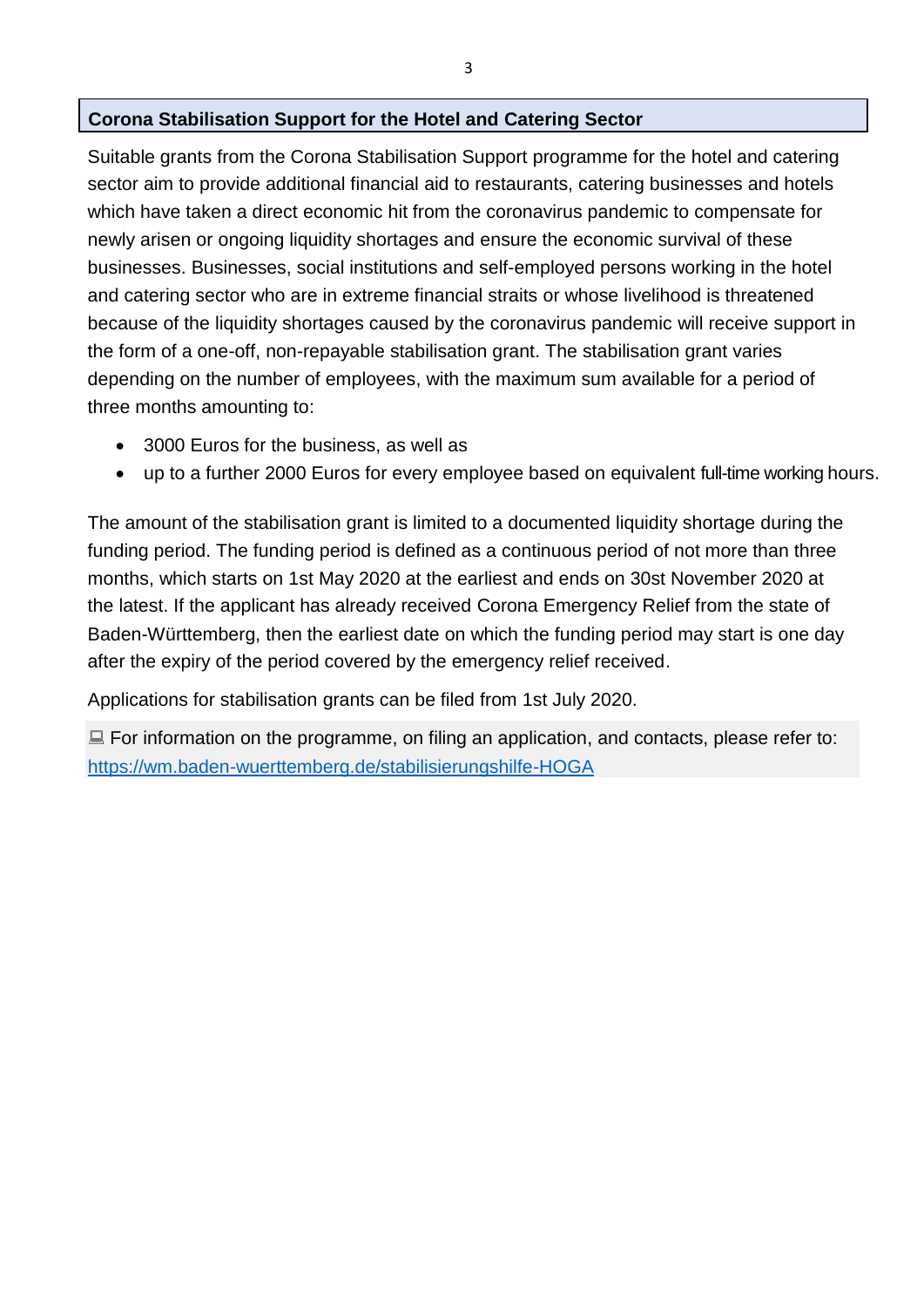## Corona Stabilisation Support for the Hotel and Catering Sector

Suitable grants from the Corona Stabilisation Support programme for the hotel and catering sector aim to provide additional financial aid to restaurants, catering businesses and hotels which have taken a direct economic hit from the coronavirus pandemic to compensate for newly arisen or ongoing liquidity shortages and ensure the economic survival of these businesses. Businesses, social institutions and self-employed persons working in the hotel and catering sector who are in extreme financial straits or whose livelihood is threatened because of the liquidity shortages caused by the coronavirus pandemic will receive support in the form of a one-off, non-repayable stabilisation grant. The stabilisation grant varies depending on the number of employees, with the maximum sum available for a period of three months amounting to:

- 3000 Euros for the business, as well as
- up to a further 2000 Euros for every employee based on equivalent full-time working hours.

The amount of the stabilisation grant is limited to a documented liquidity shortage during the funding period. The funding period is defined as a continuous period of not more than three months, which starts on 1st May 2020 at the earliest and ends on 30st November 2020 at the latest. If the applicant has already received Corona Emergency Relief from the state of Baden-Württemberg, then the earliest date on which the funding period may start is one day after the expiry of the period covered by the emergency relief received.

Applications for stabilisation grants can be filed from 1st July 2020.

💻 For information on the programme, on filing an application, and contacts, please refer to: https://wm.baden-wuerttemberg.de/stabilisierungshilfe-HOGA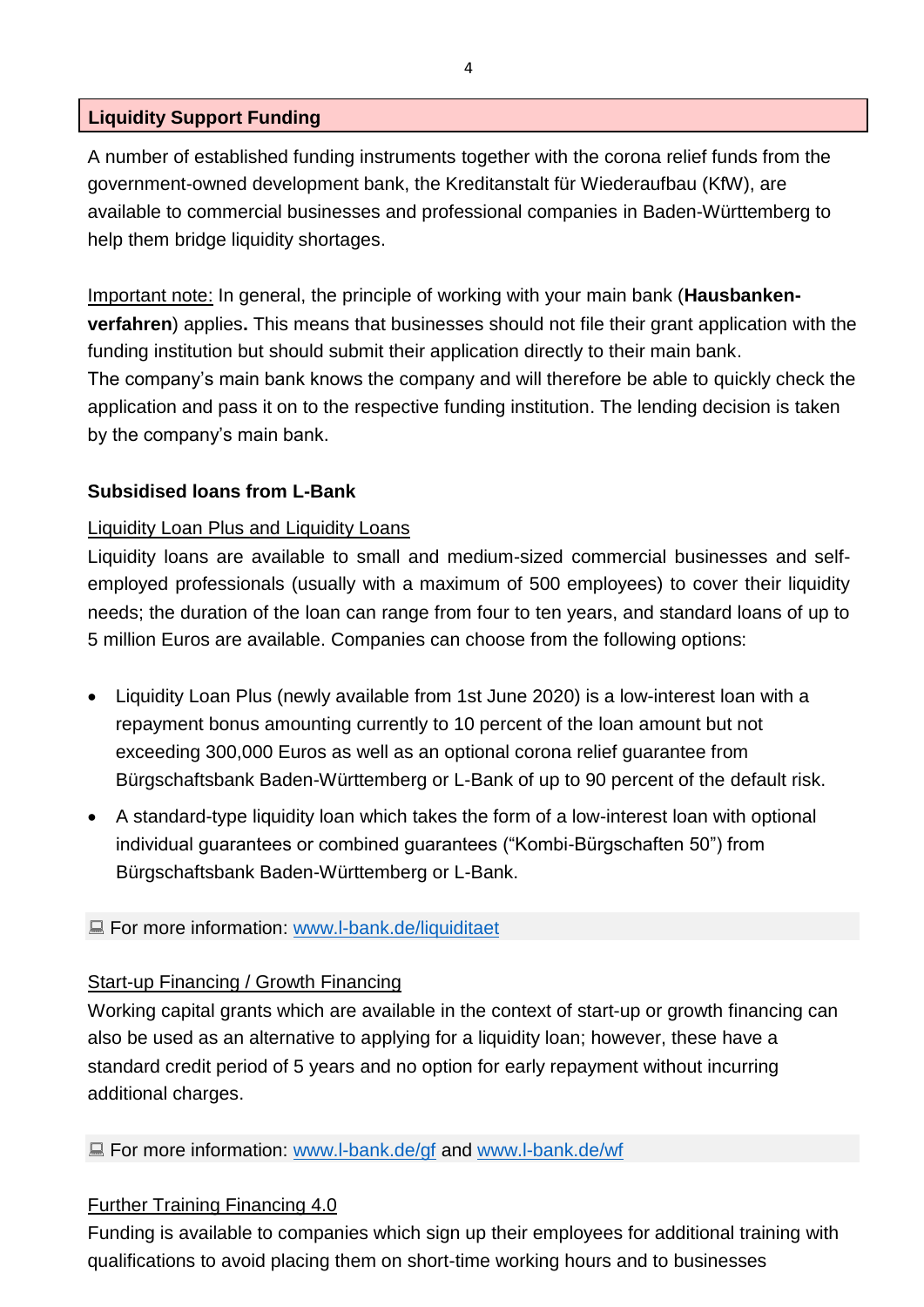## Liquidity Support Funding

A number of established funding instruments together with the corona relief funds from the government-owned development bank, the Kreditanstalt für Wiederaufbau (KfW), are available to commercial businesses and professional companies in Baden-Württemberg to help them bridge liquidity shortages.

Important note: In general, the principle of working with your main bank (**Hausbanken-verfahren**) applies**.** This means that businesses should not file their grant application with the funding institution but should submit their application directly to their main bank.
The company's main bank knows the company and will therefore be able to quickly check the application and pass it on to the respective funding institution. The lending decision is taken by the company's main bank.

### Subsidised loans from L-Bank

Liquidity Loan Plus and Liquidity Loans

Liquidity loans are available to small and medium-sized commercial businesses and self-employed professionals (usually with a maximum of 500 employees) to cover their liquidity needs; the duration of the loan can range from four to ten years, and standard loans of up to 5 million Euros are available. Companies can choose from the following options:

- Liquidity Loan Plus (newly available from 1st June 2020) is a low-interest loan with a repayment bonus amounting currently to 10 percent of the loan amount but not exceeding 300,000 Euros as well as an optional corona relief guarantee from Bürgschaftsbank Baden-Württemberg or L-Bank of up to 90 percent of the default risk.
- A standard-type liquidity loan which takes the form of a low-interest loan with optional individual guarantees or combined guarantees ("Kombi-Bürgschaften 50") from Bürgschaftsbank Baden-Württemberg or L-Bank.

💻 For more information: www.l-bank.de/liquiditaet

Start-up Financing / Growth Financing

Working capital grants which are available in the context of start-up or growth financing can also be used as an alternative to applying for a liquidity loan; however, these have a standard credit period of 5 years and no option for early repayment without incurring additional charges.

💻 For more information: www.l-bank.de/gf and www.l-bank.de/wf

Further Training Financing 4.0

Funding is available to companies which sign up their employees for additional training with qualifications to avoid placing them on short-time working hours and to businesses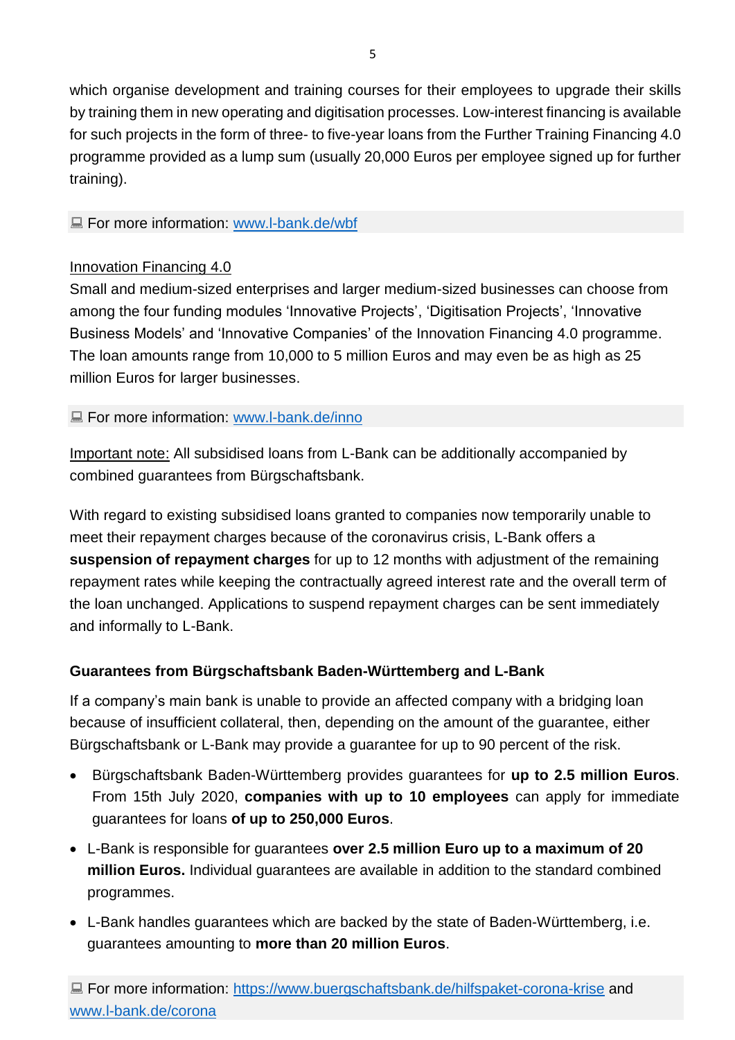which organise development and training courses for their employees to upgrade their skills by training them in new operating and digitisation processes. Low-interest financing is available for such projects in the form of three- to five-year loans from the Further Training Financing 4.0 programme provided as a lump sum (usually 20,000 Euros per employee signed up for further training).

💻 For more information: [www.l-bank.de/wbf](www.l-bank.de/wbf)

Innovation Financing 4.0

Small and medium-sized enterprises and larger medium-sized businesses can choose from among the four funding modules 'Innovative Projects', 'Digitisation Projects', 'Innovative Business Models' and 'Innovative Companies' of the Innovation Financing 4.0 programme. The loan amounts range from 10,000 to 5 million Euros and may even be as high as 25 million Euros for larger businesses.

💻 For more information: [www.l-bank.de/inno](www.l-bank.de/inno)

Important note: All subsidised loans from L-Bank can be additionally accompanied by combined guarantees from Bürgschaftsbank.

With regard to existing subsidised loans granted to companies now temporarily unable to meet their repayment charges because of the coronavirus crisis, L-Bank offers a **suspension of repayment charges** for up to 12 months with adjustment of the remaining repayment rates while keeping the contractually agreed interest rate and the overall term of the loan unchanged. Applications to suspend repayment charges can be sent immediately and informally to L-Bank.

**Guarantees from Bürgschaftsbank Baden-Württemberg and L-Bank**

If a company's main bank is unable to provide an affected company with a bridging loan because of insufficient collateral, then, depending on the amount of the guarantee, either Bürgschaftsbank or L-Bank may provide a guarantee for up to 90 percent of the risk.

- Bürgschaftsbank Baden-Württemberg provides guarantees for **up to 2.5 million Euros**. From 15th July 2020, **companies with up to 10 employees** can apply for immediate guarantees for loans **of up to 250,000 Euros**.
- L-Bank is responsible for guarantees **over 2.5 million Euro up to a maximum of 20 million Euros.** Individual guarantees are available in addition to the standard combined programmes.
- L-Bank handles guarantees which are backed by the state of Baden-Württemberg, i.e. guarantees amounting to **more than 20 million Euros**.

💻 For more information: [https://www.buergschaftsbank.de/hilfspaket-corona-krise](https://www.buergschaftsbank.de/hilfspaket-corona-krise) and [www.l-bank.de/corona](www.l-bank.de/corona)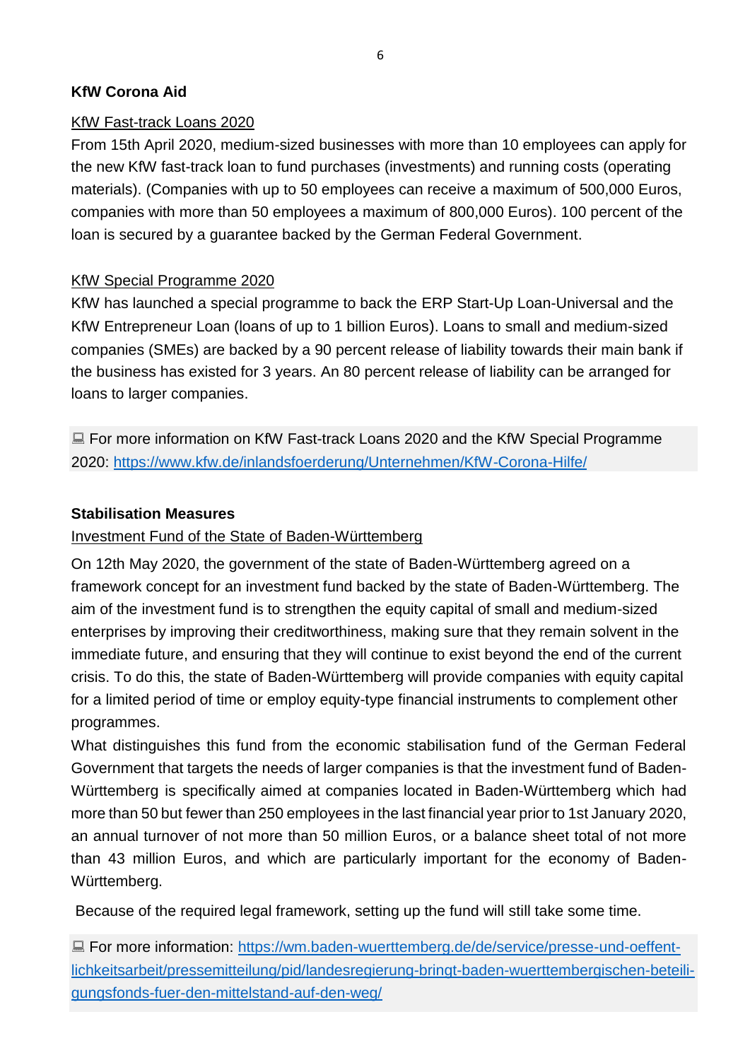**KfW Corona Aid**

KfW Fast-track Loans 2020

From 15th April 2020, medium-sized businesses with more than 10 employees can apply for the new KfW fast-track loan to fund purchases (investments) and running costs (operating materials). (Companies with up to 50 employees can receive a maximum of 500,000 Euros, companies with more than 50 employees a maximum of 800,000 Euros). 100 percent of the loan is secured by a guarantee backed by the German Federal Government.

KfW Special Programme 2020

KfW has launched a special programme to back the ERP Start-Up Loan-Universal and the KfW Entrepreneur Loan (loans of up to 1 billion Euros). Loans to small and medium-sized companies (SMEs) are backed by a 90 percent release of liability towards their main bank if the business has existed for 3 years. An 80 percent release of liability can be arranged for loans to larger companies.

💻 For more information on KfW Fast-track Loans 2020 and the KfW Special Programme 2020: [https://www.kfw.de/inlandsfoerderung/Unternehmen/KfW-Corona-Hilfe/](https://www.kfw.de/inlandsfoerderung/Unternehmen/KfW-Corona-Hilfe/)

**Stabilisation Measures**

Investment Fund of the State of Baden-Württemberg

On 12th May 2020, the government of the state of Baden-Württemberg agreed on a framework concept for an investment fund backed by the state of Baden-Württemberg. The aim of the investment fund is to strengthen the equity capital of small and medium-sized enterprises by improving their creditworthiness, making sure that they remain solvent in the immediate future, and ensuring that they will continue to exist beyond the end of the current crisis. To do this, the state of Baden-Württemberg will provide companies with equity capital for a limited period of time or employ equity-type financial instruments to complement other programmes.

What distinguishes this fund from the economic stabilisation fund of the German Federal Government that targets the needs of larger companies is that the investment fund of Baden-Württemberg is specifically aimed at companies located in Baden-Württemberg which had more than 50 but fewer than 250 employees in the last financial year prior to 1st January 2020, an annual turnover of not more than 50 million Euros, or a balance sheet total of not more than 43 million Euros, and which are particularly important for the economy of Baden-Württemberg.

Because of the required legal framework, setting up the fund will still take some time.

💻 For more information: [https://wm.baden-wuerttemberg.de/de/service/presse-und-oeffentlichkeitsarbeit/pressemitteilung/pid/landesregierung-bringt-baden-wuerttembergischen-beteiligungsfonds-fuer-den-mittelstand-auf-den-weg/](https://wm.baden-wuerttemberg.de/de/service/presse-und-oeffentlichkeitsarbeit/pressemitteilung/pid/landesregierung-bringt-baden-wuerttembergischen-beteiligungsfonds-fuer-den-mittelstand-auf-den-weg/)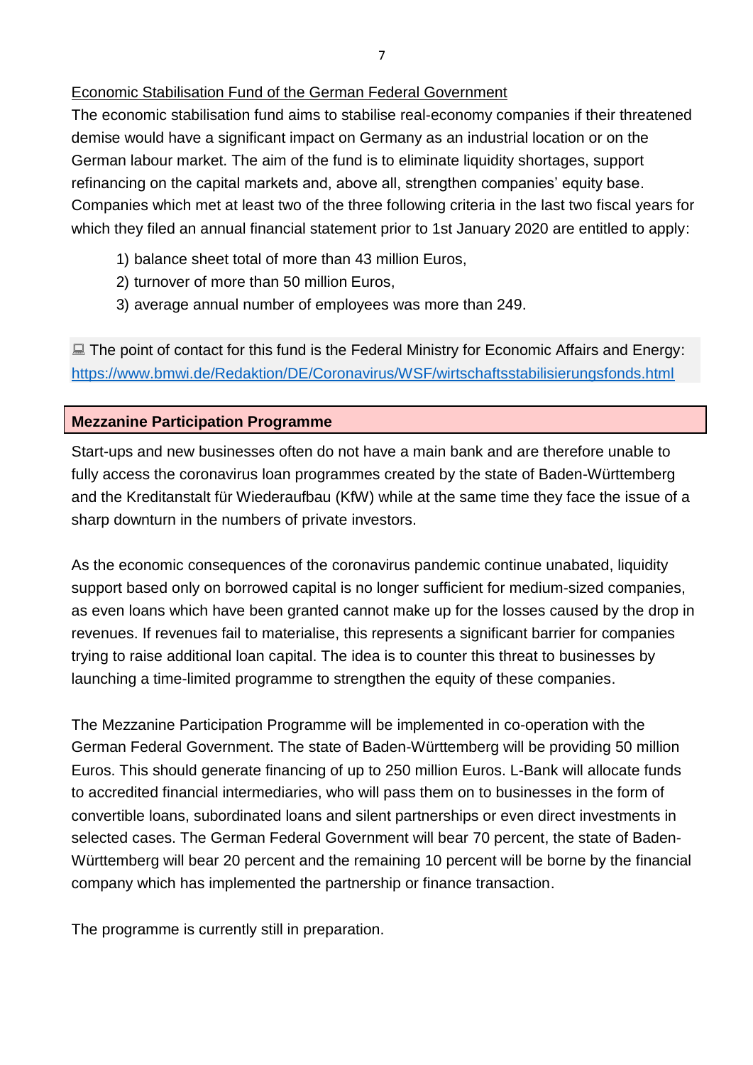Economic Stabilisation Fund of the German Federal Government

The economic stabilisation fund aims to stabilise real-economy companies if their threatened demise would have a significant impact on Germany as an industrial location or on the German labour market. The aim of the fund is to eliminate liquidity shortages, support refinancing on the capital markets and, above all, strengthen companies' equity base. Companies which met at least two of the three following criteria in the last two fiscal years for which they filed an annual financial statement prior to 1st January 2020 are entitled to apply:

1) balance sheet total of more than 43 million Euros,
2) turnover of more than 50 million Euros,
3) average annual number of employees was more than 249.

💻 The point of contact for this fund is the Federal Ministry for Economic Affairs and Energy: https://www.bmwi.de/Redaktion/DE/Coronavirus/WSF/wirtschaftsstabilisierungsfonds.html

## Mezzanine Participation Programme

Start-ups and new businesses often do not have a main bank and are therefore unable to fully access the coronavirus loan programmes created by the state of Baden-Württemberg and the Kreditanstalt für Wiederaufbau (KfW) while at the same time they face the issue of a sharp downturn in the numbers of private investors.

As the economic consequences of the coronavirus pandemic continue unabated, liquidity support based only on borrowed capital is no longer sufficient for medium-sized companies, as even loans which have been granted cannot make up for the losses caused by the drop in revenues. If revenues fail to materialise, this represents a significant barrier for companies trying to raise additional loan capital. The idea is to counter this threat to businesses by launching a time-limited programme to strengthen the equity of these companies.

The Mezzanine Participation Programme will be implemented in co-operation with the German Federal Government. The state of Baden-Württemberg will be providing 50 million Euros. This should generate financing of up to 250 million Euros. L-Bank will allocate funds to accredited financial intermediaries, who will pass them on to businesses in the form of convertible loans, subordinated loans and silent partnerships or even direct investments in selected cases. The German Federal Government will bear 70 percent, the state of Baden-Württemberg will bear 20 percent and the remaining 10 percent will be borne by the financial company which has implemented the partnership or finance transaction.

The programme is currently still in preparation.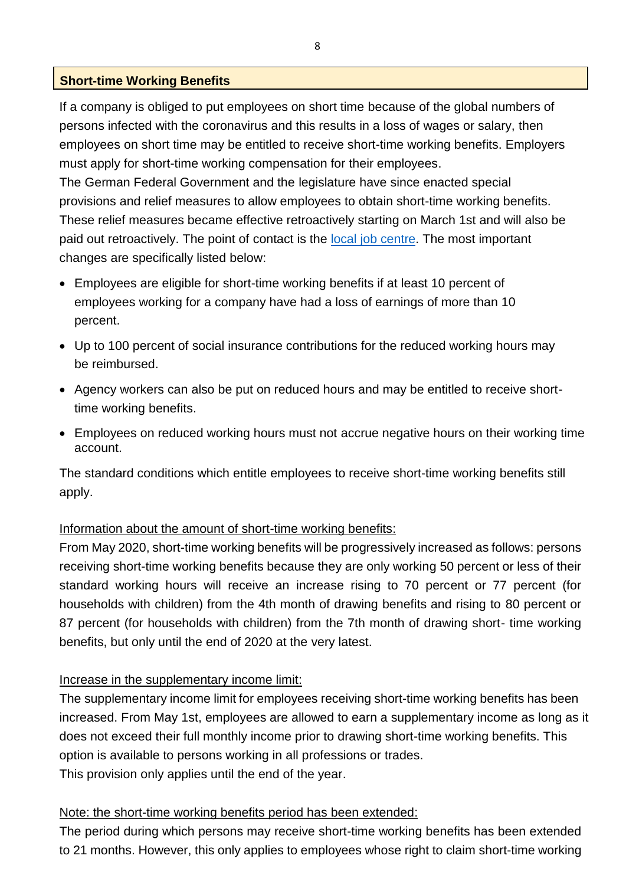## Short-time Working Benefits

If a company is obliged to put employees on short time because of the global numbers of persons infected with the coronavirus and this results in a loss of wages or salary, then employees on short time may be entitled to receive short-time working benefits. Employers must apply for short-time working compensation for their employees.
The German Federal Government and the legislature have since enacted special provisions and relief measures to allow employees to obtain short-time working benefits. These relief measures became effective retroactively starting on March 1st and will also be paid out retroactively. The point of contact is the local job centre. The most important changes are specifically listed below:

- Employees are eligible for short-time working benefits if at least 10 percent of employees working for a company have had a loss of earnings of more than 10 percent.
- Up to 100 percent of social insurance contributions for the reduced working hours may be reimbursed.
- Agency workers can also be put on reduced hours and may be entitled to receive short-time working benefits.
- Employees on reduced working hours must not accrue negative hours on their working time account.

The standard conditions which entitle employees to receive short-time working benefits still apply.

Information about the amount of short-time working benefits:
From May 2020, short-time working benefits will be progressively increased as follows: persons receiving short-time working benefits because they are only working 50 percent or less of their standard working hours will receive an increase rising to 70 percent or 77 percent (for households with children) from the 4th month of drawing benefits and rising to 80 percent or 87 percent (for households with children) from the 7th month of drawing short- time working benefits, but only until the end of 2020 at the very latest.

Increase in the supplementary income limit:
The supplementary income limit for employees receiving short-time working benefits has been increased. From May 1st, employees are allowed to earn a supplementary income as long as it does not exceed their full monthly income prior to drawing short-time working benefits. This option is available to persons working in all professions or trades.
This provision only applies until the end of the year.

Note: the short-time working benefits period has been extended:
The period during which persons may receive short-time working benefits has been extended to 21 months. However, this only applies to employees whose right to claim short-time working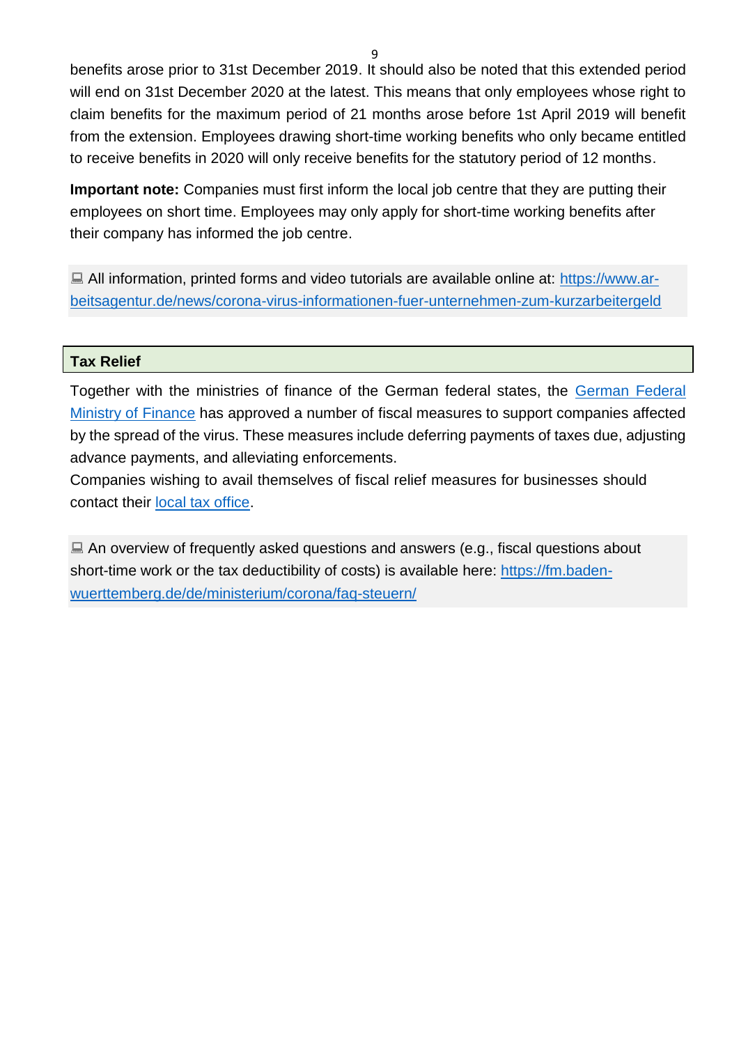benefits arose prior to 31st December 2019. It should also be noted that this extended period will end on 31st December 2020 at the latest. This means that only employees whose right to claim benefits for the maximum period of 21 months arose before 1st April 2019 will benefit from the extension. Employees drawing short-time working benefits who only became entitled to receive benefits in 2020 will only receive benefits for the statutory period of 12 months.

**Important note:** Companies must first inform the local job centre that they are putting their employees on short time. Employees may only apply for short-time working benefits after their company has informed the job centre.

💻 All information, printed forms and video tutorials are available online at: [https://www.arbeitsagentur.de/news/corona-virus-informationen-fuer-unternehmen-zum-kurzarbeitergeld](https://www.arbeitsagentur.de/news/corona-virus-informationen-fuer-unternehmen-zum-kurzarbeitergeld)

## Tax Relief

Together with the ministries of finance of the German federal states, the German Federal Ministry of Finance has approved a number of fiscal measures to support companies affected by the spread of the virus. These measures include deferring payments of taxes due, adjusting advance payments, and alleviating enforcements.

Companies wishing to avail themselves of fiscal relief measures for businesses should contact their local tax office.

💻 An overview of frequently asked questions and answers (e.g., fiscal questions about short-time work or the tax deductibility of costs) is available here: [https://fm.baden-wuerttemberg.de/de/ministerium/corona/faq-steuern/](https://fm.baden-wuerttemberg.de/de/ministerium/corona/faq-steuern/)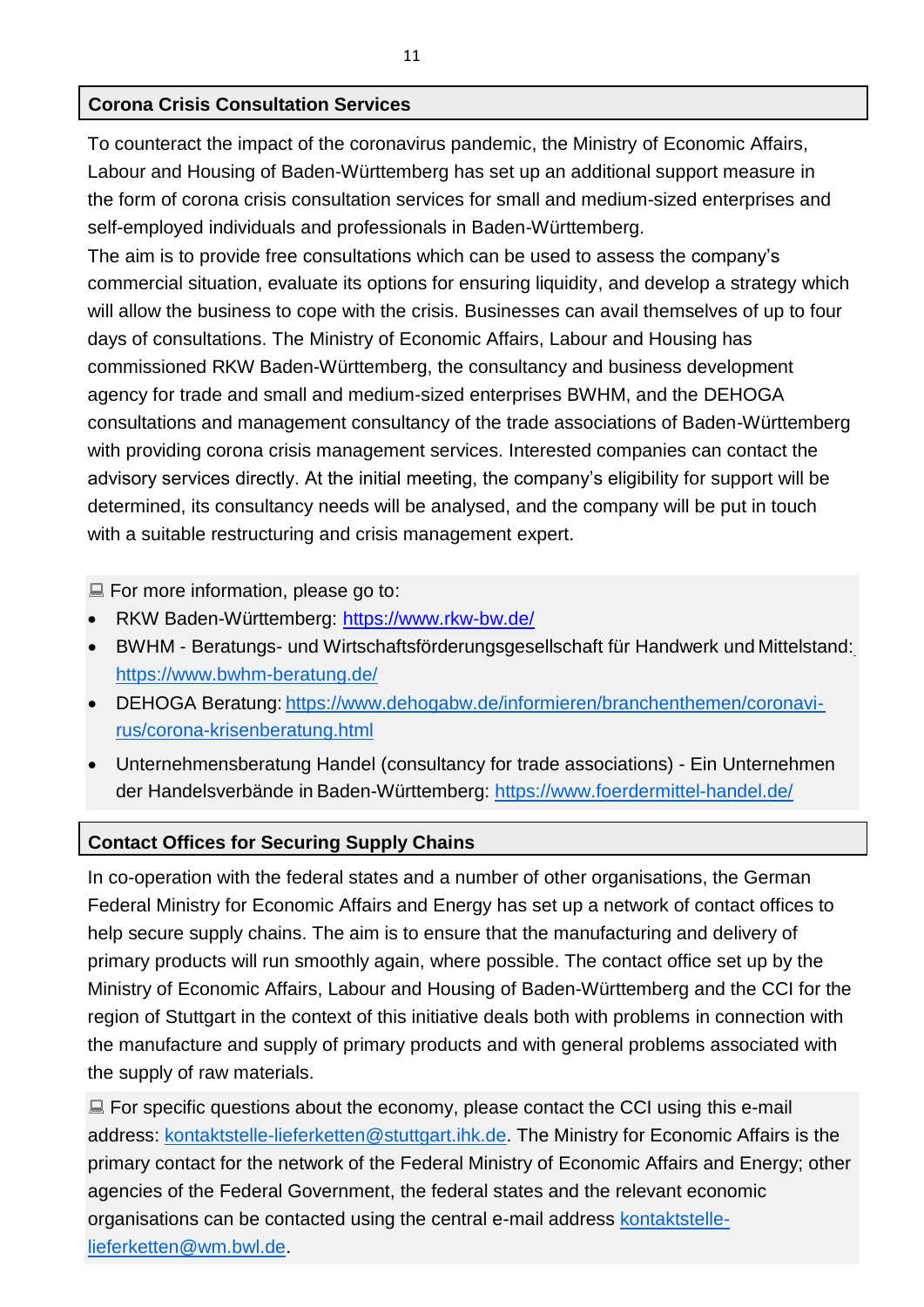## Corona Crisis Consultation Services

To counteract the impact of the coronavirus pandemic, the Ministry of Economic Affairs, Labour and Housing of Baden-Württemberg has set up an additional support measure in the form of corona crisis consultation services for small and medium-sized enterprises and self-employed individuals and professionals in Baden-Württemberg.

The aim is to provide free consultations which can be used to assess the company's commercial situation, evaluate its options for ensuring liquidity, and develop a strategy which will allow the business to cope with the crisis. Businesses can avail themselves of up to four days of consultations. The Ministry of Economic Affairs, Labour and Housing has commissioned RKW Baden-Württemberg, the consultancy and business development agency for trade and small and medium-sized enterprises BWHM, and the DEHOGA consultations and management consultancy of the trade associations of Baden-Württemberg with providing corona crisis management services. Interested companies can contact the advisory services directly. At the initial meeting, the company's eligibility for support will be determined, its consultancy needs will be analysed, and the company will be put in touch with a suitable restructuring and crisis management expert.

💻 For more information, please go to:

- RKW Baden-Württemberg: https://www.rkw-bw.de/
- BWHM - Beratungs- und Wirtschaftsförderungsgesellschaft für Handwerk und Mittelstand: https://www.bwhm-beratung.de/
- DEHOGA Beratung: https://www.dehogabw.de/informieren/branchenthemen/coronavirus/corona-krisenberatung.html
- Unternehmensberatung Handel (consultancy for trade associations) - Ein Unternehmen der Handelsverbände in Baden-Württemberg: https://www.foerdermittel-handel.de/

## Contact Offices for Securing Supply Chains

In co-operation with the federal states and a number of other organisations, the German Federal Ministry for Economic Affairs and Energy has set up a network of contact offices to help secure supply chains. The aim is to ensure that the manufacturing and delivery of primary products will run smoothly again, where possible. The contact office set up by the Ministry of Economic Affairs, Labour and Housing of Baden-Württemberg and the CCI for the region of Stuttgart in the context of this initiative deals both with problems in connection with the manufacture and supply of primary products and with general problems associated with the supply of raw materials.

💻 For specific questions about the economy, please contact the CCI using this e-mail address: kontaktstelle-lieferketten@stuttgart.ihk.de. The Ministry for Economic Affairs is the primary contact for the network of the Federal Ministry of Economic Affairs and Energy; other agencies of the Federal Government, the federal states and the relevant economic organisations can be contacted using the central e-mail address kontaktstelle-lieferketten@wm.bwl.de.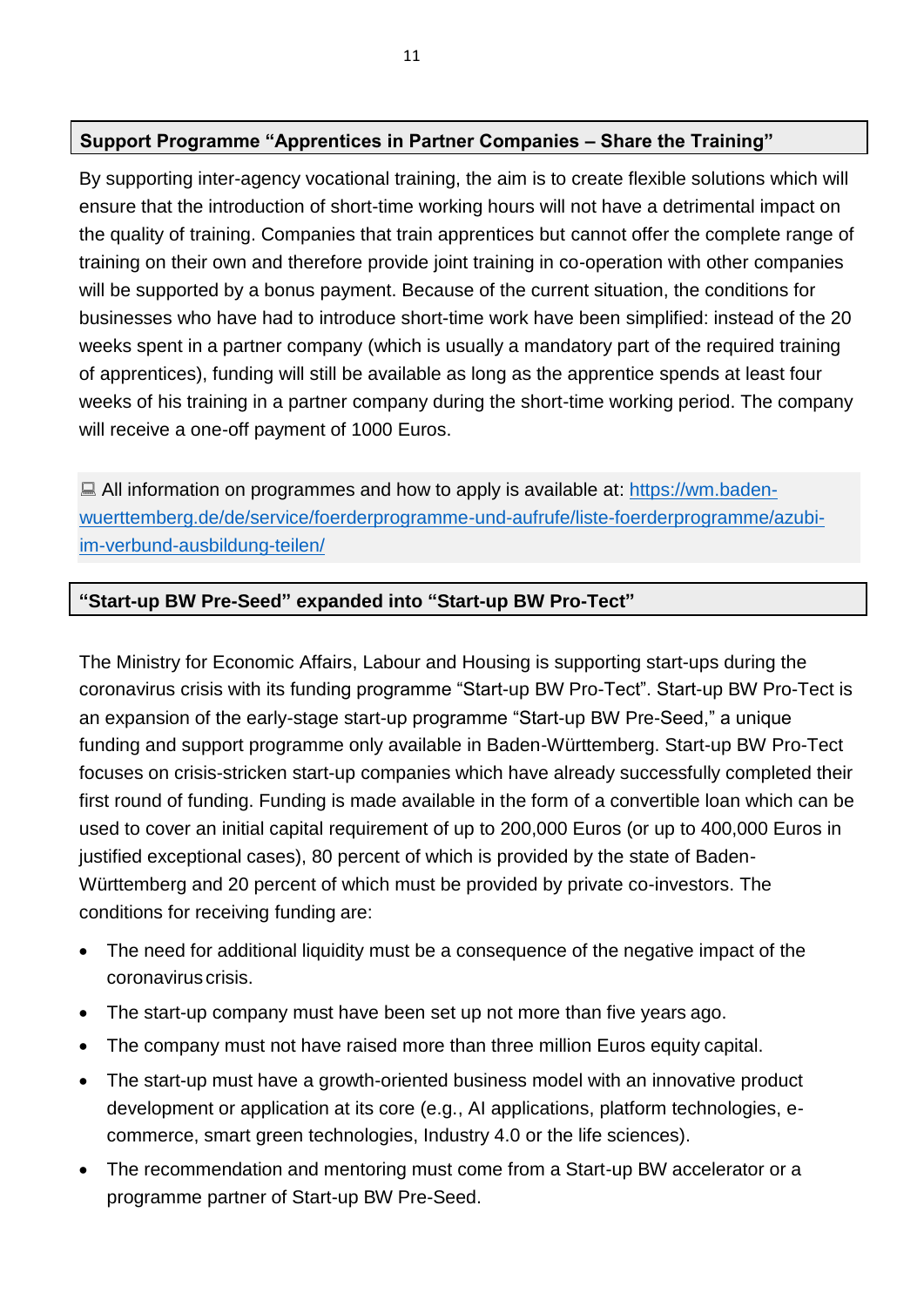## Support Programme "Apprentices in Partner Companies – Share the Training"

By supporting inter-agency vocational training, the aim is to create flexible solutions which will ensure that the introduction of short-time working hours will not have a detrimental impact on the quality of training. Companies that train apprentices but cannot offer the complete range of training on their own and therefore provide joint training in co-operation with other companies will be supported by a bonus payment. Because of the current situation, the conditions for businesses who have had to introduce short-time work have been simplified: instead of the 20 weeks spent in a partner company (which is usually a mandatory part of the required training of apprentices), funding will still be available as long as the apprentice spends at least four weeks of his training in a partner company during the short-time working period. The company will receive a one-off payment of 1000 Euros.

💻 All information on programmes and how to apply is available at: https://wm.baden-wuerttemberg.de/de/service/foerderprogramme-und-aufrufe/liste-foerderprogramme/azubi-im-verbund-ausbildung-teilen/

## "Start-up BW Pre-Seed" expanded into "Start-up BW Pro-Tect"

The Ministry for Economic Affairs, Labour and Housing is supporting start-ups during the coronavirus crisis with its funding programme "Start-up BW Pro-Tect". Start-up BW Pro-Tect is an expansion of the early-stage start-up programme "Start-up BW Pre-Seed," a unique funding and support programme only available in Baden-Württemberg. Start-up BW Pro-Tect focuses on crisis-stricken start-up companies which have already successfully completed their first round of funding. Funding is made available in the form of a convertible loan which can be used to cover an initial capital requirement of up to 200,000 Euros (or up to 400,000 Euros in justified exceptional cases), 80 percent of which is provided by the state of Baden-Württemberg and 20 percent of which must be provided by private co-investors. The conditions for receiving funding are:

- The need for additional liquidity must be a consequence of the negative impact of the coronavirus crisis.
- The start-up company must have been set up not more than five years ago.
- The company must not have raised more than three million Euros equity capital.
- The start-up must have a growth-oriented business model with an innovative product development or application at its core (e.g., AI applications, platform technologies, e-commerce, smart green technologies, Industry 4.0 or the life sciences).
- The recommendation and mentoring must come from a Start-up BW accelerator or a programme partner of Start-up BW Pre-Seed.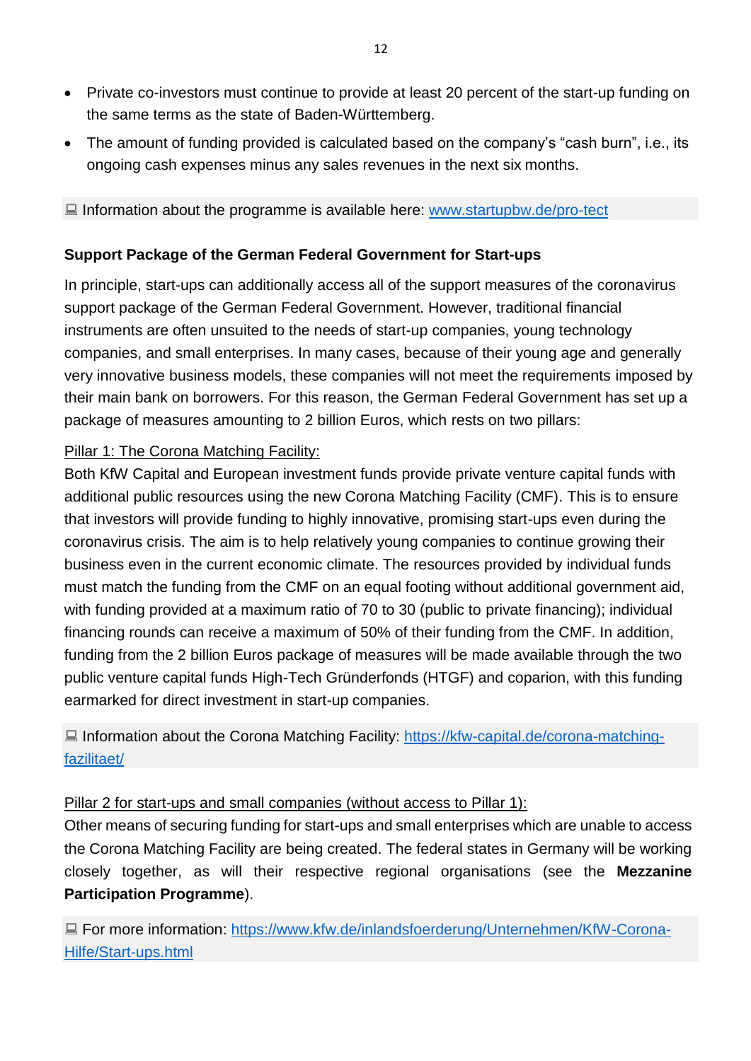- Private co-investors must continue to provide at least 20 percent of the start-up funding on the same terms as the state of Baden-Württemberg.
- The amount of funding provided is calculated based on the company's "cash burn", i.e., its ongoing cash expenses minus any sales revenues in the next six months.

💻 Information about the programme is available here: [www.startupbw.de/pro-tect](www.startupbw.de/pro-tect)

### Support Package of the German Federal Government for Start-ups

In principle, start-ups can additionally access all of the support measures of the coronavirus support package of the German Federal Government. However, traditional financial instruments are often unsuited to the needs of start-up companies, young technology companies, and small enterprises. In many cases, because of their young age and generally very innovative business models, these companies will not meet the requirements imposed by their main bank on borrowers. For this reason, the German Federal Government has set up a package of measures amounting to 2 billion Euros, which rests on two pillars:

<u>Pillar 1: The Corona Matching Facility:</u>
Both KfW Capital and European investment funds provide private venture capital funds with additional public resources using the new Corona Matching Facility (CMF). This is to ensure that investors will provide funding to highly innovative, promising start-ups even during the coronavirus crisis. The aim is to help relatively young companies to continue growing their business even in the current economic climate. The resources provided by individual funds must match the funding from the CMF on an equal footing without additional government aid, with funding provided at a maximum ratio of 70 to 30 (public to private financing); individual financing rounds can receive a maximum of 50% of their funding from the CMF. In addition, funding from the 2 billion Euros package of measures will be made available through the two public venture capital funds High-Tech Gründerfonds (HTGF) and coparion, with this funding earmarked for direct investment in start-up companies.

💻 Information about the Corona Matching Facility: [https://kfw-capital.de/corona-matching-fazilitaet/](https://kfw-capital.de/corona-matching-fazilitaet/)

<u>Pillar 2 for start-ups and small companies (without access to Pillar 1):</u>
Other means of securing funding for start-ups and small enterprises which are unable to access the Corona Matching Facility are being created. The federal states in Germany will be working closely together, as will their respective regional organisations (see the **Mezzanine Participation Programme**).

💻 For more information: [https://www.kfw.de/inlandsfoerderung/Unternehmen/KfW-Corona-Hilfe/Start-ups.html](https://www.kfw.de/inlandsfoerderung/Unternehmen/KfW-Corona-Hilfe/Start-ups.html)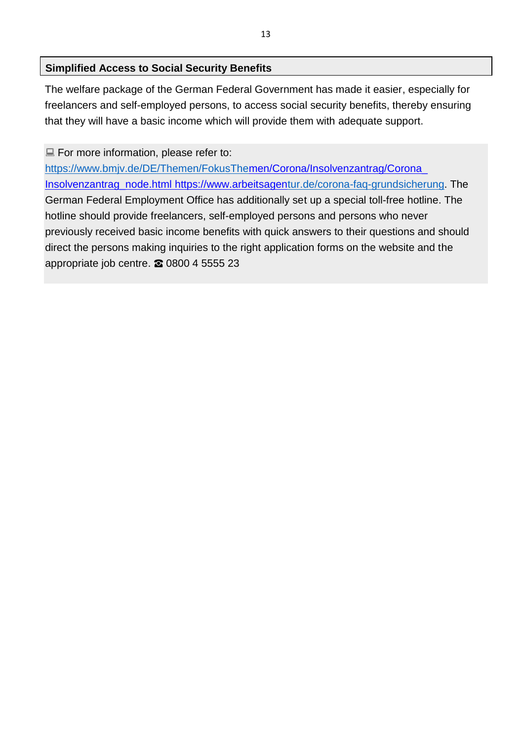## Simplified Access to Social Security Benefits

The welfare package of the German Federal Government has made it easier, especially for freelancers and self-employed persons, to access social security benefits, thereby ensuring that they will have a basic income which will provide them with adequate support.

💻 For more information, please refer to:
https://www.bmjv.de/DE/Themen/FokusThemen/Corona/Insolvenzantrag/Corona_Insolvenzantrag_node.html https://www.arbeitsagentur.de/corona-faq-grundsicherung. The German Federal Employment Office has additionally set up a special toll-free hotline. The hotline should provide freelancers, self-employed persons and persons who never previously received basic income benefits with quick answers to their questions and should direct the persons making inquiries to the right application forms on the website and the appropriate job centre. ☎ 0800 4 5555 23